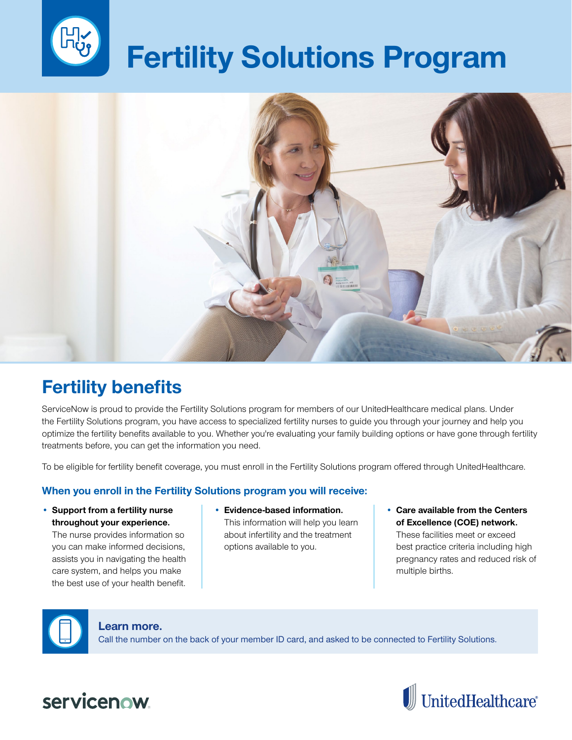# Fertility Solutions Program

## Fertility benefits

ServiceNow is proud to provide the Fertility Solutions program for members of our UnitedHealthcare medical plans. Under the Fertility Solutions program, you have access to specialized fertility nurses to guide you through your journey and help you optimize the fertility benefits available to you. Whether you're evaluating your family building options or have gone through fertility treatments before, you can get the information you need.

To be eligible for fertility benefit coverage, you must enroll in the Fertility Solutions program offered through UnitedHealthcare.

### When you enroll in the Fertility Solutions program you will receive:

- **Support from a fertility nurse throughout your experience.** The nurse provides information so you can make informed decisions, assists you in navigating the health care system, and helps you make the best use of your health benefit.
- **Evidence-based information.** This information will help you learn about infertility and the treatment options available to you.
- **Care available from the Centers of Excellence (COE) network.** These facilities meet or exceed best practice criteria including high pregnancy rates and reduced risk of multiple births.

**Learn more.**
Call the number on the back of your member ID card, and asked to be connected to Fertility Solutions.

servicenow

UnitedHealthcare®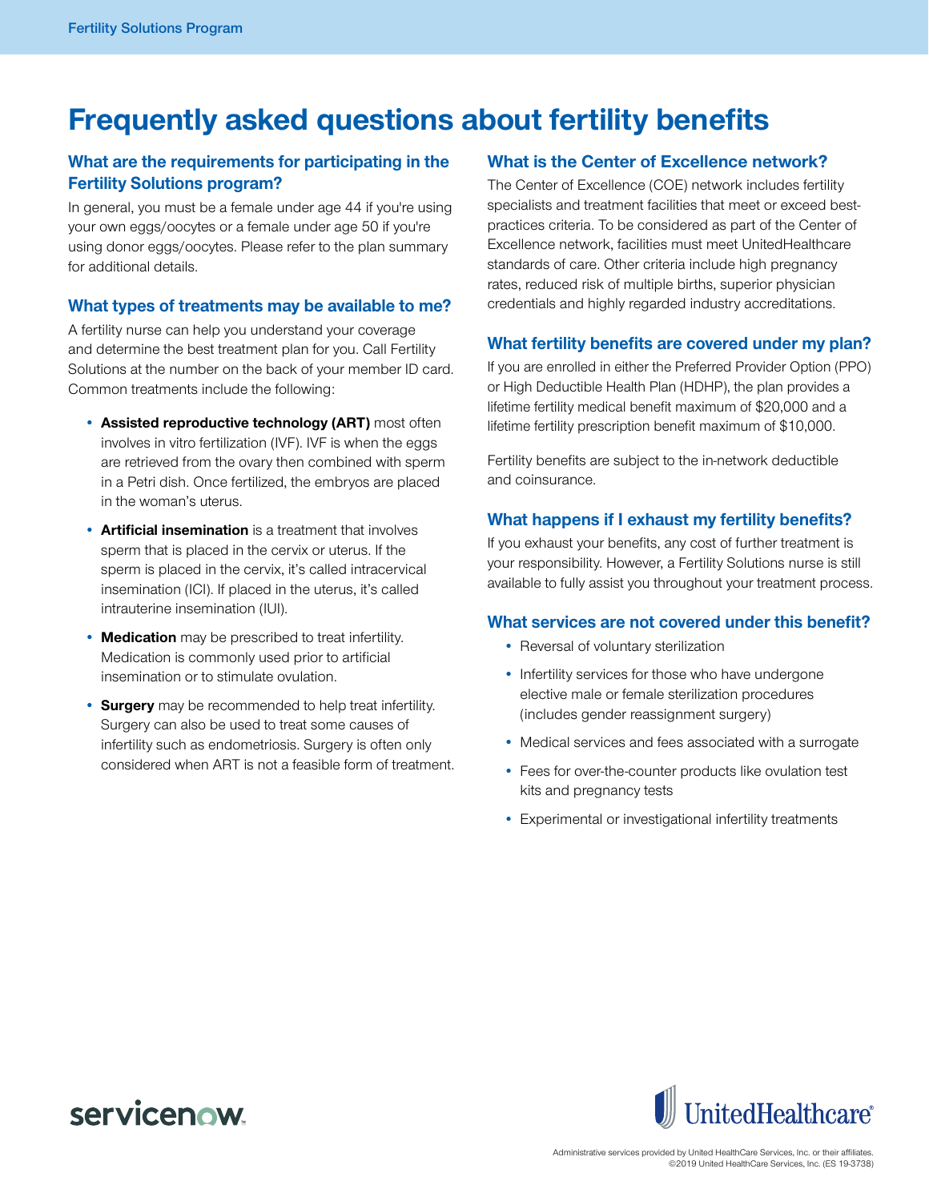# Frequently asked questions about fertility benefits

### What are the requirements for participating in the Fertility Solutions program?

In general, you must be a female under age 44 if you're using your own eggs/oocytes or a female under age 50 if you're using donor eggs/oocytes. Please refer to the plan summary for additional details.

### What types of treatments may be available to me?

A fertility nurse can help you understand your coverage and determine the best treatment plan for you. Call Fertility Solutions at the number on the back of your member ID card. Common treatments include the following:

- **Assisted reproductive technology (ART)** most often involves in vitro fertilization (IVF). IVF is when the eggs are retrieved from the ovary then combined with sperm in a Petri dish. Once fertilized, the embryos are placed in the woman's uterus.
- **Artificial insemination** is a treatment that involves sperm that is placed in the cervix or uterus. If the sperm is placed in the cervix, it's called intracervical insemination (ICI). If placed in the uterus, it's called intrauterine insemination (IUI).
- **Medication** may be prescribed to treat infertility. Medication is commonly used prior to artificial insemination or to stimulate ovulation.
- **Surgery** may be recommended to help treat infertility. Surgery can also be used to treat some causes of infertility such as endometriosis. Surgery is often only considered when ART is not a feasible form of treatment.

### What is the Center of Excellence network?

The Center of Excellence (COE) network includes fertility specialists and treatment facilities that meet or exceed best-practices criteria. To be considered as part of the Center of Excellence network, facilities must meet UnitedHealthcare standards of care. Other criteria include high pregnancy rates, reduced risk of multiple births, superior physician credentials and highly regarded industry accreditations.

### What fertility benefits are covered under my plan?

If you are enrolled in either the Preferred Provider Option (PPO) or High Deductible Health Plan (HDHP), the plan provides a lifetime fertility medical benefit maximum of $20,000 and a lifetime fertility prescription benefit maximum of $10,000.

Fertility benefits are subject to the in-network deductible and coinsurance.

### What happens if I exhaust my fertility benefits?

If you exhaust your benefits, any cost of further treatment is your responsibility. However, a Fertility Solutions nurse is still available to fully assist you throughout your treatment process.

### What services are not covered under this benefit?

- Reversal of voluntary sterilization
- Infertility services for those who have undergone elective male or female sterilization procedures (includes gender reassignment surgery)
- Medical services and fees associated with a surrogate
- Fees for over-the-counter products like ovulation test kits and pregnancy tests
- Experimental or investigational infertility treatments

servicenow

UnitedHealthcare®

Administrative services provided by United HealthCare Services, Inc. or their affiliates.
©2019 United HealthCare Services, Inc. (ES 19-3738)